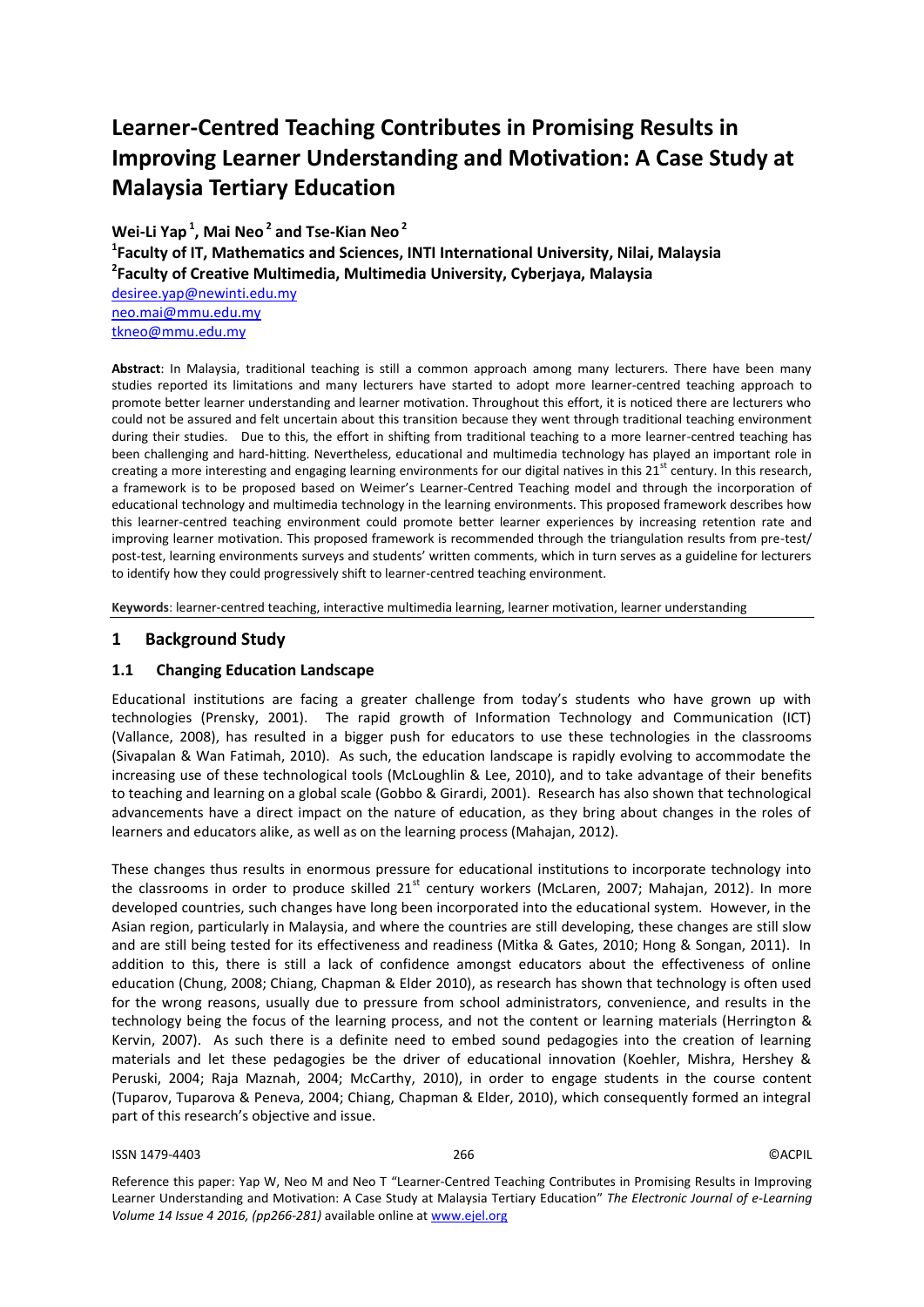# Learner-Centred Teaching Contributes in Promising Results in Improving Learner Understanding and Motivation: A Case Study at Malaysia Tertiary Education

**Wei-Li Yap [1], Mai Neo [2] and Tse-Kian Neo [2]**

**[1]Faculty of IT, Mathematics and Sciences, INTI International University, Nilai, Malaysia**
**[2]Faculty of Creative Multimedia, Multimedia University, Cyberjaya, Malaysia**

desiree.yap@newinti.edu.my
neo.mai@mmu.edu.my
tkneo@mmu.edu.my

**Abstract**: In Malaysia, traditional teaching is still a common approach among many lecturers. There have been many studies reported its limitations and many lecturers have started to adopt more learner-centred teaching approach to promote better learner understanding and learner motivation. Throughout this effort, it is noticed there are lecturers who could not be assured and felt uncertain about this transition because they went through traditional teaching environment during their studies. Due to this, the effort in shifting from traditional teaching to a more learner-centred teaching has been challenging and hard-hitting. Nevertheless, educational and multimedia technology has played an important role in creating a more interesting and engaging learning environments for our digital natives in this 21st century. In this research, a framework is to be proposed based on Weimer's Learner-Centred Teaching model and through the incorporation of educational technology and multimedia technology in the learning environments. This proposed framework describes how this learner-centred teaching environment could promote better learner experiences by increasing retention rate and improving learner motivation. This proposed framework is recommended through the triangulation results from pre-test/ post-test, learning environments surveys and students' written comments, which in turn serves as a guideline for lecturers to identify how they could progressively shift to learner-centred teaching environment.

**Keywords**: learner-centred teaching, interactive multimedia learning, learner motivation, learner understanding

## 1 Background Study

### 1.1 Changing Education Landscape

Educational institutions are facing a greater challenge from today's students who have grown up with technologies (Prensky, 2001). The rapid growth of Information Technology and Communication (ICT) (Vallance, 2008), has resulted in a bigger push for educators to use these technologies in the classrooms (Sivapalan & Wan Fatimah, 2010). As such, the education landscape is rapidly evolving to accommodate the increasing use of these technological tools (McLoughlin & Lee, 2010), and to take advantage of their benefits to teaching and learning on a global scale (Gobbo & Girardi, 2001). Research has also shown that technological advancements have a direct impact on the nature of education, as they bring about changes in the roles of learners and educators alike, as well as on the learning process (Mahajan, 2012).

These changes thus results in enormous pressure for educational institutions to incorporate technology into the classrooms in order to produce skilled 21st century workers (McLaren, 2007; Mahajan, 2012). In more developed countries, such changes have long been incorporated into the educational system. However, in the Asian region, particularly in Malaysia, and where the countries are still developing, these changes are still slow and are still being tested for its effectiveness and readiness (Mitka & Gates, 2010; Hong & Songan, 2011). In addition to this, there is still a lack of confidence amongst educators about the effectiveness of online education (Chung, 2008; Chiang, Chapman & Elder 2010), as research has shown that technology is often used for the wrong reasons, usually due to pressure from school administrators, convenience, and results in the technology being the focus of the learning process, and not the content or learning materials (Herrington & Kervin, 2007). As such there is a definite need to embed sound pedagogies into the creation of learning materials and let these pedagogies be the driver of educational innovation (Koehler, Mishra, Hershey & Peruski, 2004; Raja Maznah, 2004; McCarthy, 2010), in order to engage students in the course content (Tuparov, Tuparova & Peneva, 2004; Chiang, Chapman & Elder, 2010), which consequently formed an integral part of this research's objective and issue.

Reference this paper: Yap W, Neo M and Neo T "Learner-Centred Teaching Contributes in Promising Results in Improving Learner Understanding and Motivation: A Case Study at Malaysia Tertiary Education" *The Electronic Journal of e-Learning Volume 14 Issue 4 2016, (pp266-281)* available online at www.ejel.org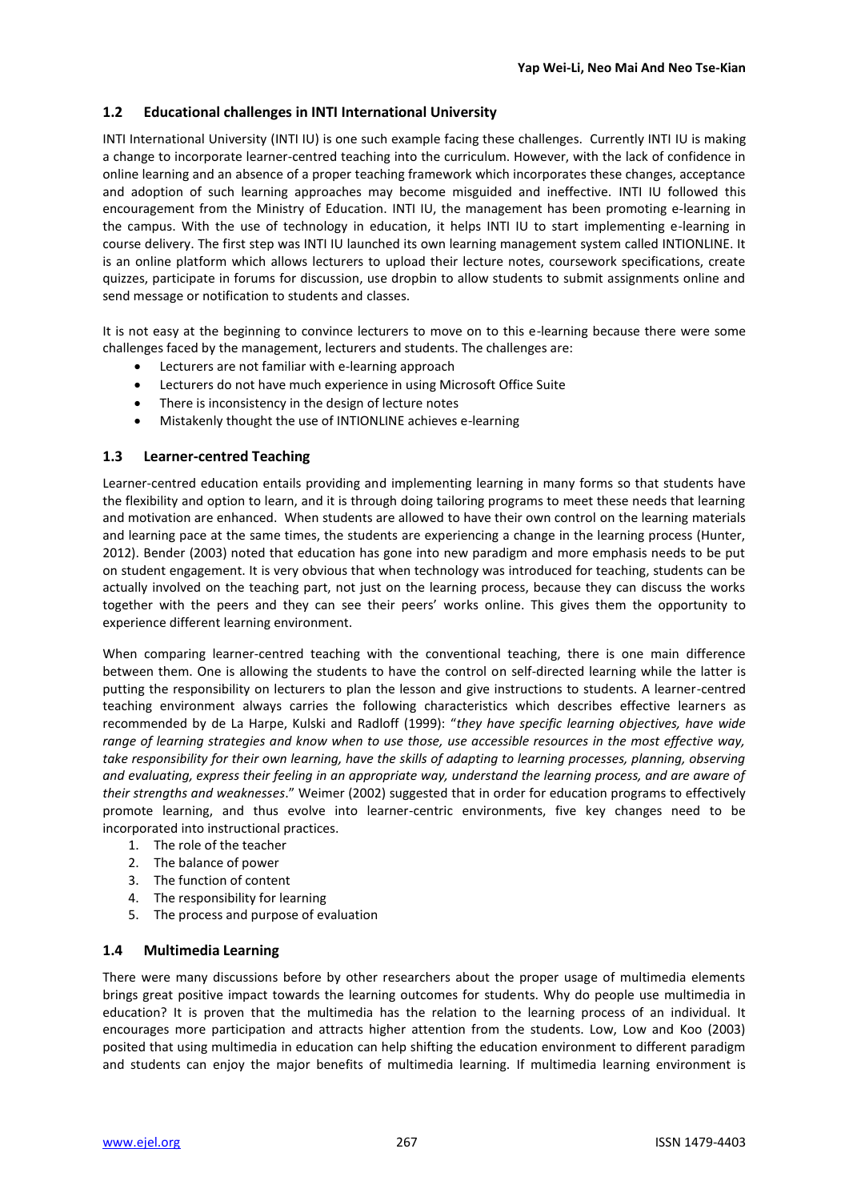### 1.2 Educational challenges in INTI International University

INTI International University (INTI IU) is one such example facing these challenges. Currently INTI IU is making a change to incorporate learner-centred teaching into the curriculum. However, with the lack of confidence in online learning and an absence of a proper teaching framework which incorporates these changes, acceptance and adoption of such learning approaches may become misguided and ineffective. INTI IU followed this encouragement from the Ministry of Education. INTI IU, the management has been promoting e-learning in the campus. With the use of technology in education, it helps INTI IU to start implementing e-learning in course delivery. The first step was INTI IU launched its own learning management system called INTIONLINE. It is an online platform which allows lecturers to upload their lecture notes, coursework specifications, create quizzes, participate in forums for discussion, use dropbin to allow students to submit assignments online and send message or notification to students and classes.

It is not easy at the beginning to convince lecturers to move on to this e-learning because there were some challenges faced by the management, lecturers and students. The challenges are:

- Lecturers are not familiar with e-learning approach
- Lecturers do not have much experience in using Microsoft Office Suite
- There is inconsistency in the design of lecture notes
- Mistakenly thought the use of INTIONLINE achieves e-learning

### 1.3 Learner-centred Teaching

Learner-centred education entails providing and implementing learning in many forms so that students have the flexibility and option to learn, and it is through doing tailoring programs to meet these needs that learning and motivation are enhanced. When students are allowed to have their own control on the learning materials and learning pace at the same times, the students are experiencing a change in the learning process (Hunter, 2012). Bender (2003) noted that education has gone into new paradigm and more emphasis needs to be put on student engagement. It is very obvious that when technology was introduced for teaching, students can be actually involved on the teaching part, not just on the learning process, because they can discuss the works together with the peers and they can see their peers' works online. This gives them the opportunity to experience different learning environment.

When comparing learner-centred teaching with the conventional teaching, there is one main difference between them. One is allowing the students to have the control on self-directed learning while the latter is putting the responsibility on lecturers to plan the lesson and give instructions to students. A learner-centred teaching environment always carries the following characteristics which describes effective learners as recommended by de La Harpe, Kulski and Radloff (1999): "*they have specific learning objectives, have wide range of learning strategies and know when to use those, use accessible resources in the most effective way, take responsibility for their own learning, have the skills of adapting to learning processes, planning, observing and evaluating, express their feeling in an appropriate way, understand the learning process, and are aware of their strengths and weaknesses*." Weimer (2002) suggested that in order for education programs to effectively promote learning, and thus evolve into learner-centric environments, five key changes need to be incorporated into instructional practices.

1. The role of the teacher
2. The balance of power
3. The function of content
4. The responsibility for learning
5. The process and purpose of evaluation

### 1.4 Multimedia Learning

There were many discussions before by other researchers about the proper usage of multimedia elements brings great positive impact towards the learning outcomes for students. Why do people use multimedia in education? It is proven that the multimedia has the relation to the learning process of an individual. It encourages more participation and attracts higher attention from the students. Low, Low and Koo (2003) posited that using multimedia in education can help shifting the education environment to different paradigm and students can enjoy the major benefits of multimedia learning. If multimedia learning environment is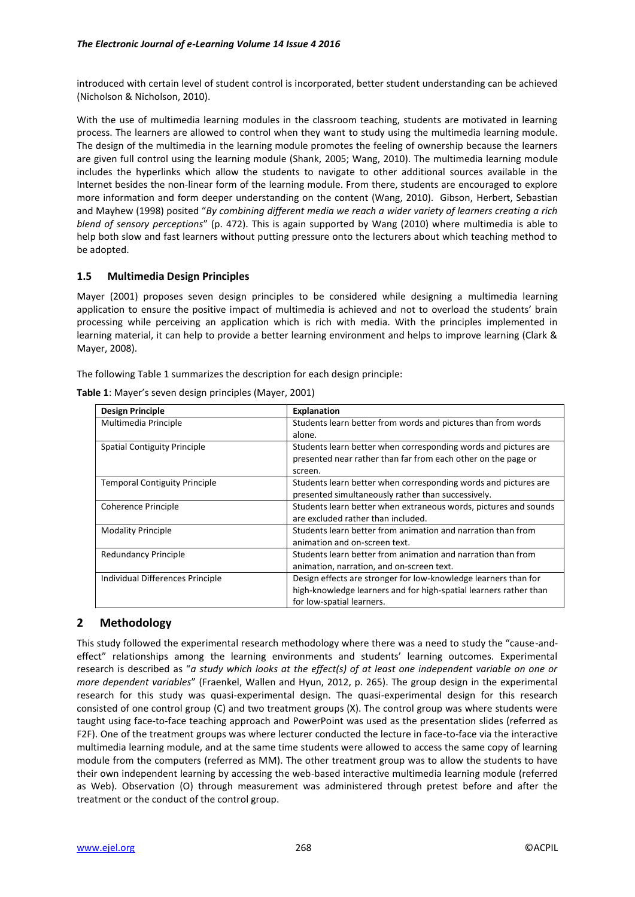introduced with certain level of student control is incorporated, better student understanding can be achieved (Nicholson & Nicholson, 2010).

With the use of multimedia learning modules in the classroom teaching, students are motivated in learning process. The learners are allowed to control when they want to study using the multimedia learning module. The design of the multimedia in the learning module promotes the feeling of ownership because the learners are given full control using the learning module (Shank, 2005; Wang, 2010). The multimedia learning module includes the hyperlinks which allow the students to navigate to other additional sources available in the Internet besides the non-linear form of the learning module. From there, students are encouraged to explore more information and form deeper understanding on the content (Wang, 2010). Gibson, Herbert, Sebastian and Mayhew (1998) posited "*By combining different media we reach a wider variety of learners creating a rich blend of sensory perceptions*" (p. 472). This is again supported by Wang (2010) where multimedia is able to help both slow and fast learners without putting pressure onto the lecturers about which teaching method to be adopted.

### 1.5 Multimedia Design Principles

Mayer (2001) proposes seven design principles to be considered while designing a multimedia learning application to ensure the positive impact of multimedia is achieved and not to overload the students' brain processing while perceiving an application which is rich with media. With the principles implemented in learning material, it can help to provide a better learning environment and helps to improve learning (Clark & Mayer, 2008).

The following Table 1 summarizes the description for each design principle:

**Table 1**: Mayer's seven design principles (Mayer, 2001)

| Design Principle | Explanation |
|---|---|
| Multimedia Principle | Students learn better from words and pictures than from words alone. |
| Spatial Contiguity Principle | Students learn better when corresponding words and pictures are presented near rather than far from each other on the page or screen. |
| Temporal Contiguity Principle | Students learn better when corresponding words and pictures are presented simultaneously rather than successively. |
| Coherence Principle | Students learn better when extraneous words, pictures and sounds are excluded rather than included. |
| Modality Principle | Students learn better from animation and narration than from animation and on-screen text. |
| Redundancy Principle | Students learn better from animation and narration than from animation, narration, and on-screen text. |
| Individual Differences Principle | Design effects are stronger for low-knowledge learners than for high-knowledge learners and for high-spatial learners rather than for low-spatial learners. |

## 2 Methodology

This study followed the experimental research methodology where there was a need to study the "cause-and-effect" relationships among the learning environments and students' learning outcomes. Experimental research is described as "*a study which looks at the effect(s) of at least one independent variable on one or more dependent variables*" (Fraenkel, Wallen and Hyun, 2012, p. 265). The group design in the experimental research for this study was quasi-experimental design. The quasi-experimental design for this research consisted of one control group (C) and two treatment groups (X). The control group was where students were taught using face-to-face teaching approach and PowerPoint was used as the presentation slides (referred as F2F). One of the treatment groups was where lecturer conducted the lecture in face-to-face via the interactive multimedia learning module, and at the same time students were allowed to access the same copy of learning module from the computers (referred as MM). The other treatment group was to allow the students to have their own independent learning by accessing the web-based interactive multimedia learning module (referred as Web). Observation (O) through measurement was administered through pretest before and after the treatment or the conduct of the control group.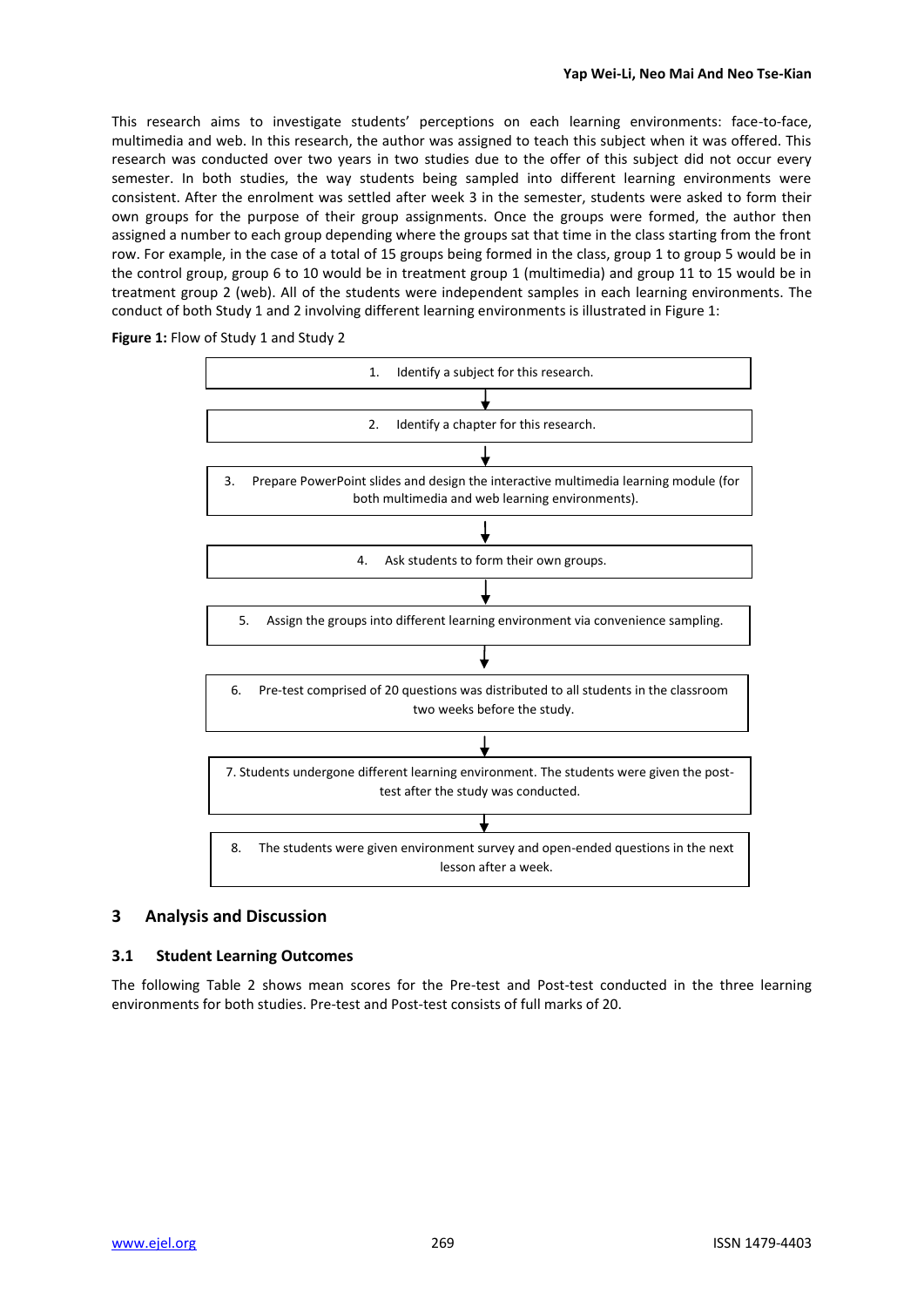This research aims to investigate students' perceptions on each learning environments: face-to-face, multimedia and web. In this research, the author was assigned to teach this subject when it was offered. This research was conducted over two years in two studies due to the offer of this subject did not occur every semester. In both studies, the way students being sampled into different learning environments were consistent. After the enrolment was settled after week 3 in the semester, students were asked to form their own groups for the purpose of their group assignments. Once the groups were formed, the author then assigned a number to each group depending where the groups sat that time in the class starting from the front row. For example, in the case of a total of 15 groups being formed in the class, group 1 to group 5 would be in the control group, group 6 to 10 would be in treatment group 1 (multimedia) and group 11 to 15 would be in treatment group 2 (web). All of the students were independent samples in each learning environments. The conduct of both Study 1 and 2 involving different learning environments is illustrated in Figure 1:

**Figure 1:** Flow of Study 1 and Study 2

1. Identify a subject for this research.

↓

2. Identify a chapter for this research.

↓

3. Prepare PowerPoint slides and design the interactive multimedia learning module (for both multimedia and web learning environments).

↓

4. Ask students to form their own groups.

↓

5. Assign the groups into different learning environment via convenience sampling.

↓

6. Pre-test comprised of 20 questions was distributed to all students in the classroom two weeks before the study.

↓

7. Students undergone different learning environment. The students were given the post-test after the study was conducted.

↓

8. The students were given environment survey and open-ended questions in the next lesson after a week.

## 3 Analysis and Discussion

### 3.1 Student Learning Outcomes

The following Table 2 shows mean scores for the Pre-test and Post-test conducted in the three learning environments for both studies. Pre-test and Post-test consists of full marks of 20.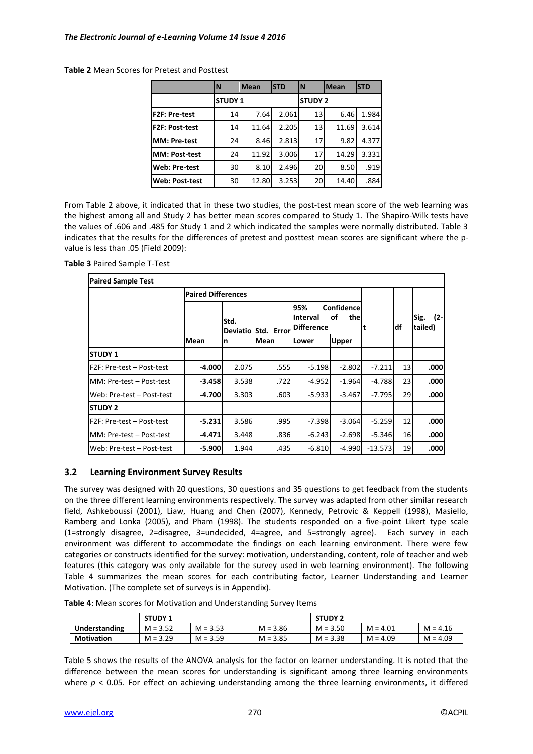**Table 2** Mean Scores for Pretest and Posttest

| | N | Mean | STD | N | Mean | STD |
|---|---|---|---|---|---|---|
| | STUDY 1 | | | STUDY 2 | | |
| **F2F: Pre-test** | 14 | 7.64 | 2.061 | 13 | 6.46 | 1.984 |
| **F2F: Post-test** | 14 | 11.64 | 2.205 | 13 | 11.69 | 3.614 |
| **MM: Pre-test** | 24 | 8.46 | 2.813 | 17 | 9.82 | 4.377 |
| **MM: Post-test** | 24 | 11.92 | 3.006 | 17 | 14.29 | 3.331 |
| **Web: Pre-test** | 30 | 8.10 | 2.496 | 20 | 8.50 | .919 |
| **Web: Post-test** | 30 | 12.80 | 3.253 | 20 | 14.40 | .884 |

From Table 2 above, it indicated that in these two studies, the post-test mean score of the web learning was the highest among all and Study 2 has better mean scores compared to Study 1. The Shapiro-Wilk tests have the values of .606 and .485 for Study 1 and 2 which indicated the samples were normally distributed. Table 3 indicates that the results for the differences of pretest and posttest mean scores are significant where the p-value is less than .05 (Field 2009):

**Table 3** Paired Sample T-Test

| **Paired Sample Test** | | | | | | | | |
|---|---|---|---|---|---|---|---|---|
| | **Paired Differences** | | | | | | | |
| | **Mean** | **Std. Deviation** | **Std. Error Mean** | **95% Confidence Interval of the Difference** | | **t** | **df** | **Sig. (2-tailed)** |
| | | | | **Lower** | **Upper** | | | |
| **STUDY 1** | | | | | | | | |
| F2F: Pre-test – Post-test | **-4.000** | 2.075 | .555 | -5.198 | -2.802 | -7.211 | 13 | **.000** |
| MM: Pre-test – Post-test | **-3.458** | 3.538 | .722 | -4.952 | -1.964 | -4.788 | 23 | **.000** |
| Web: Pre-test – Post-test | **-4.700** | 3.303 | .603 | -5.933 | -3.467 | -7.795 | 29 | **.000** |
| **STUDY 2** | | | | | | | | |
| F2F: Pre-test – Post-test | **-5.231** | 3.586 | .995 | -7.398 | -3.064 | -5.259 | 12 | **.000** |
| MM: Pre-test – Post-test | **-4.471** | 3.448 | .836 | -6.243 | -2.698 | -5.346 | 16 | **.000** |
| Web: Pre-test – Post-test | **-5.900** | 1.944 | .435 | -6.810 | -4.990 | -13.573 | 19 | **.000** |

### 3.2 Learning Environment Survey Results

The survey was designed with 20 questions, 30 questions and 35 questions to get feedback from the students on the three different learning environments respectively. The survey was adapted from other similar research field, Ashkeboussi (2001), Liaw, Huang and Chen (2007), Kennedy, Petrovic & Keppell (1998), Masiello, Ramberg and Lonka (2005), and Pham (1998). The students responded on a five-point Likert type scale (1=strongly disagree, 2=disagree, 3=undecided, 4=agree, and 5=strongly agree). Each survey in each environment was different to accommodate the findings on each learning environment. There were few categories or constructs identified for the survey: motivation, understanding, content, role of teacher and web features (this category was only available for the survey used in web learning environment). The following Table 4 summarizes the mean scores for each contributing factor, Learner Understanding and Learner Motivation. (The complete set of surveys is in Appendix).

**Table 4**: Mean scores for Motivation and Understanding Survey Items

| | **STUDY 1** | | | **STUDY 2** | | |
|---|---|---|---|---|---|---|
| **Understanding** | M = 3.52 | M = 3.53 | M = 3.86 | M = 3.50 | M = 4.01 | M = 4.16 |
| **Motivation** | M = 3.29 | M = 3.59 | M = 3.85 | M = 3.38 | M = 4.09 | M = 4.09 |

Table 5 shows the results of the ANOVA analysis for the factor on learner understanding. It is noted that the difference between the mean scores for understanding is significant among three learning environments where $p < 0.05$. For effect on achieving understanding among the three learning environments, it differed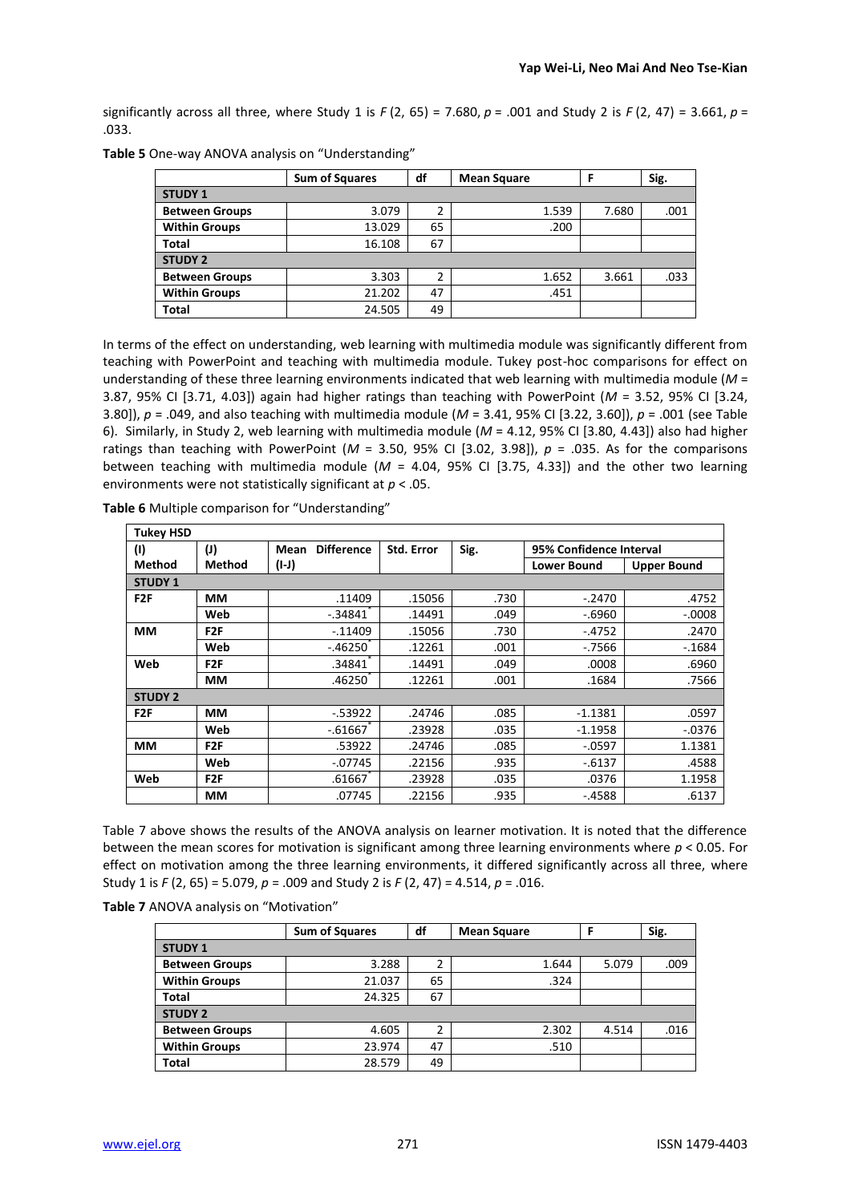significantly across all three, where Study 1 is $F(2, 65) = 7.680$, $p = .001$ and Study 2 is $F(2, 47) = 3.661$, $p = .033$.

**Table 5** One-way ANOVA analysis on "Understanding"

| | Sum of Squares | df | Mean Square | F | Sig. |
|---|---|---|---|---|---|
| **STUDY 1** | | | | | |
| **Between Groups** | 3.079 | 2 | 1.539 | 7.680 | .001 |
| **Within Groups** | 13.029 | 65 | .200 | | |
| **Total** | 16.108 | 67 | | | |
| **STUDY 2** | | | | | |
| **Between Groups** | 3.303 | 2 | 1.652 | 3.661 | .033 |
| **Within Groups** | 21.202 | 47 | .451 | | |
| **Total** | 24.505 | 49 | | | |

In terms of the effect on understanding, web learning with multimedia module was significantly different from teaching with PowerPoint and teaching with multimedia module. Tukey post-hoc comparisons for effect on understanding of these three learning environments indicated that web learning with multimedia module ($M = 3.87$, 95% CI [3.71, 4.03]) again had higher ratings than teaching with PowerPoint ($M = 3.52$, 95% CI [3.24, 3.80]), $p = .049$, and also teaching with multimedia module ($M = 3.41$, 95% CI [3.22, 3.60]), $p = .001$ (see Table 6). Similarly, in Study 2, web learning with multimedia module ($M = 4.12$, 95% CI [3.80, 4.43]) also had higher ratings than teaching with PowerPoint ($M = 3.50$, 95% CI [3.02, 3.98]), $p = .035$. As for the comparisons between teaching with multimedia module ($M = 4.04$, 95% CI [3.75, 4.33]) and the other two learning environments were not statistically significant at $p < .05$.

**Table 6** Multiple comparison for "Understanding"

| Tukey HSD | | | | | | |
|---|---|---|---|---|---|---|
| (I) Method | (J) Method | Mean Difference (I-J) | Std. Error | Sig. | 95% Confidence Interval | |
| | | | | | Lower Bound | Upper Bound |
| **STUDY 1** | | | | | | |
| **F2F** | **MM** | .11409 | .15056 | .730 | -.2470 | .4752 |
| | **Web** | -.34841* | .14491 | .049 | -.6960 | -.0008 |
| **MM** | **F2F** | -.11409 | .15056 | .730 | -.4752 | .2470 |
| | **Web** | -.46250* | .12261 | .001 | -.7566 | -.1684 |
| **Web** | **F2F** | .34841* | .14491 | .049 | .0008 | .6960 |
| | **MM** | .46250* | .12261 | .001 | .1684 | .7566 |
| **STUDY 2** | | | | | | |
| **F2F** | **MM** | -.53922 | .24746 | .085 | -1.1381 | .0597 |
| | **Web** | -.61667* | .23928 | .035 | -1.1958 | -.0376 |
| **MM** | **F2F** | .53922 | .24746 | .085 | -.0597 | 1.1381 |
| | **Web** | -.07745 | .22156 | .935 | -.6137 | .4588 |
| **Web** | **F2F** | .61667* | .23928 | .035 | .0376 | 1.1958 |
| | **MM** | .07745 | .22156 | .935 | -.4588 | .6137 |

Table 7 above shows the results of the ANOVA analysis on learner motivation. It is noted that the difference between the mean scores for motivation is significant among three learning environments where $p < 0.05$. For effect on motivation among the three learning environments, it differed significantly across all three, where Study 1 is $F(2, 65) = 5.079$, $p = .009$ and Study 2 is $F(2, 47) = 4.514$, $p = .016$.

**Table 7** ANOVA analysis on "Motivation"

| | Sum of Squares | df | Mean Square | F | Sig. |
|---|---|---|---|---|---|
| **STUDY 1** | | | | | |
| **Between Groups** | 3.288 | 2 | 1.644 | 5.079 | .009 |
| **Within Groups** | 21.037 | 65 | .324 | | |
| **Total** | 24.325 | 67 | | | |
| **STUDY 2** | | | | | |
| **Between Groups** | 4.605 | 2 | 2.302 | 4.514 | .016 |
| **Within Groups** | 23.974 | 47 | .510 | | |
| **Total** | 28.579 | 49 | | | |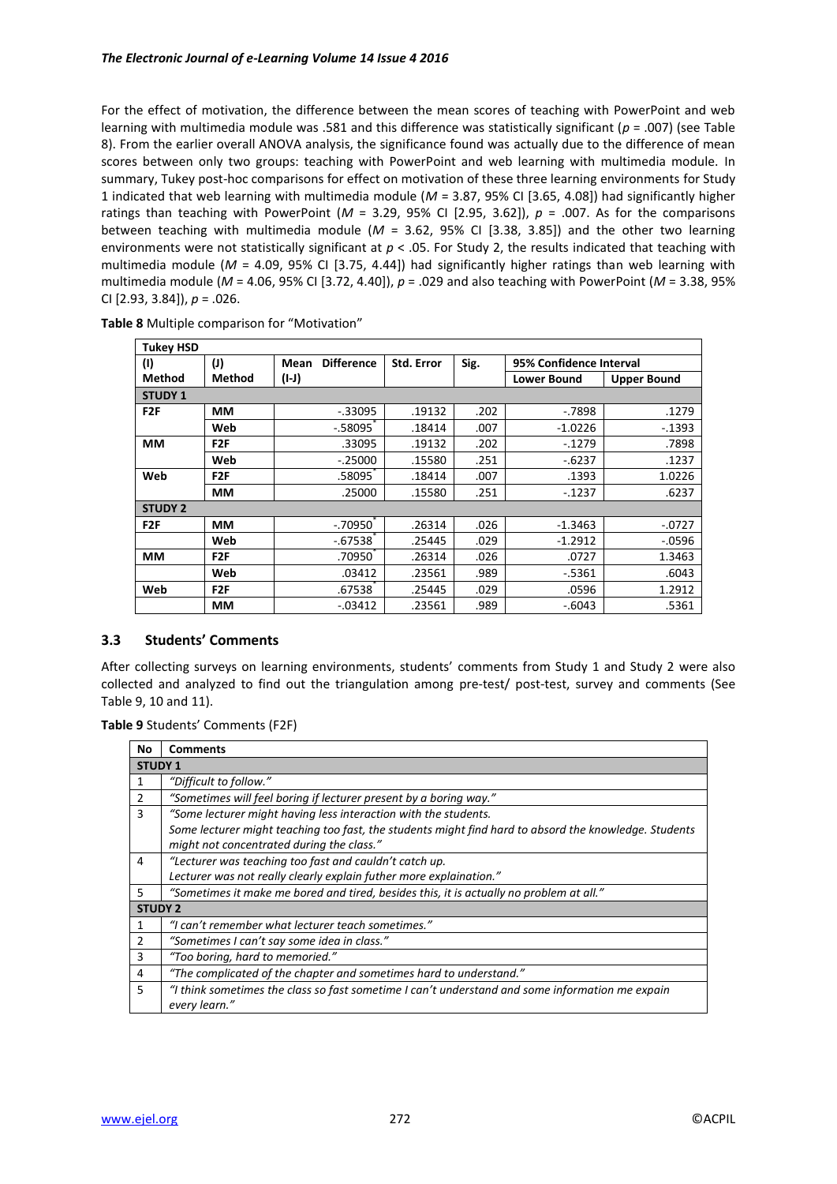For the effect of motivation, the difference between the mean scores of teaching with PowerPoint and web learning with multimedia module was .581 and this difference was statistically significant ($p$ = .007) (see Table 8). From the earlier overall ANOVA analysis, the significance found was actually due to the difference of mean scores between only two groups: teaching with PowerPoint and web learning with multimedia module. In summary, Tukey post-hoc comparisons for effect on motivation of these three learning environments for Study 1 indicated that web learning with multimedia module ($M$ = 3.87, 95% CI [3.65, 4.08]) had significantly higher ratings than teaching with PowerPoint ($M$ = 3.29, 95% CI [2.95, 3.62]), $p$ = .007. As for the comparisons between teaching with multimedia module ($M$ = 3.62, 95% CI [3.38, 3.85]) and the other two learning environments were not statistically significant at $p < .05$. For Study 2, the results indicated that teaching with multimedia module ($M$ = 4.09, 95% CI [3.75, 4.44]) had significantly higher ratings than web learning with multimedia module ($M$ = 4.06, 95% CI [3.72, 4.40]), $p$ = .029 and also teaching with PowerPoint ($M$ = 3.38, 95% CI [2.93, 3.84]), $p$ = .026.

**Table 8** Multiple comparison for "Motivation"

| Tukey HSD | | | | | | |
|---|---|---|---|---|---|---|
| (I) Method | (J) Method | Mean Difference (I-J) | Std. Error | Sig. | 95% Confidence Interval | |
| | | | | | Lower Bound | Upper Bound |
| **STUDY 1** | | | | | | |
| **F2F** | **MM** | -.33095 | .19132 | .202 | -.7898 | .1279 |
| | **Web** | -.58095* | .18414 | .007 | -1.0226 | -.1393 |
| **MM** | **F2F** | .33095 | .19132 | .202 | -.1279 | .7898 |
| | **Web** | -.25000 | .15580 | .251 | -.6237 | .1237 |
| **Web** | **F2F** | .58095* | .18414 | .007 | .1393 | 1.0226 |
| | **MM** | .25000 | .15580 | .251 | -.1237 | .6237 |
| **STUDY 2** | | | | | | |
| **F2F** | **MM** | -.70950* | .26314 | .026 | -1.3463 | -.0727 |
| | **Web** | -.67538* | .25445 | .029 | -1.2912 | -.0596 |
| **MM** | **F2F** | .70950* | .26314 | .026 | .0727 | 1.3463 |
| | **Web** | .03412 | .23561 | .989 | -.5361 | .6043 |
| **Web** | **F2F** | .67538* | .25445 | .029 | .0596 | 1.2912 |
| | **MM** | -.03412 | .23561 | .989 | -.6043 | .5361 |

## 3.3 Students' Comments

After collecting surveys on learning environments, students' comments from Study 1 and Study 2 were also collected and analyzed to find out the triangulation among pre-test/ post-test, survey and comments (See Table 9, 10 and 11).

**Table 9** Students' Comments (F2F)

| No | Comments |
|---|---|
| **STUDY 1** | |
| 1 | *"Difficult to follow."* |
| 2 | *"Sometimes will feel boring if lecturer present by a boring way."* |
| 3 | *"Some lecturer might having less interaction with the students. Some lecturer might teaching too fast, the students might find hard to absord the knowledge. Students might not concentrated during the class."* |
| 4 | *"Lecturer was teaching too fast and cauldn't catch up. Lecturer was not really clearly explain futher more explaination."* |
| 5 | *"Sometimes it make me bored and tired, besides this, it is actually no problem at all."* |
| **STUDY 2** | |
| 1 | *"I can't remember what lecturer teach sometimes."* |
| 2 | *"Sometimes I can't say some idea in class."* |
| 3 | *"Too boring, hard to memoried."* |
| 4 | *"The complicated of the chapter and sometimes hard to understand."* |
| 5 | *"I think sometimes the class so fast sometime I can't understand and some information me expain every learn."* |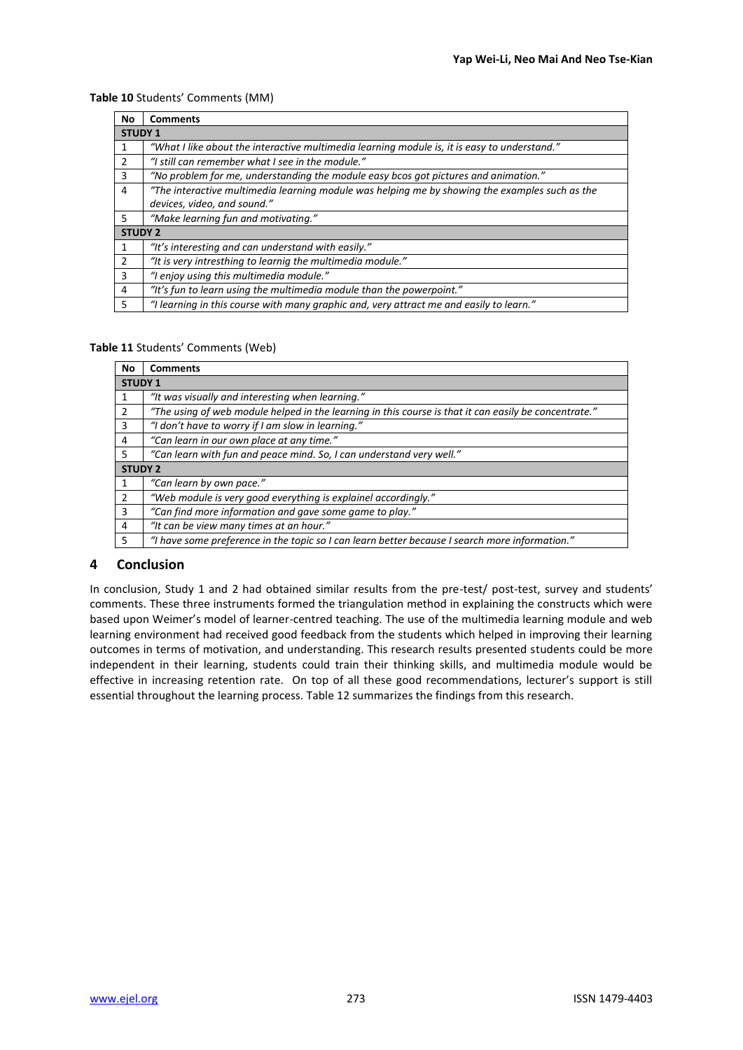**Table 10** Students' Comments (MM)

| No | Comments |
|---|---|
| **STUDY 1** | |
| 1 | *"What I like about the interactive multimedia learning module is, it is easy to understand."* |
| 2 | *"I still can remember what I see in the module."* |
| 3 | *"No problem for me, understanding the module easy bcos got pictures and animation."* |
| 4 | *"The interactive multimedia learning module was helping me by showing the examples such as the devices, video, and sound."* |
| 5 | *"Make learning fun and motivating."* |
| **STUDY 2** | |
| 1 | *"It's interesting and can understand with easily."* |
| 2 | *"It is very intresthing to learnig the multimedia module."* |
| 3 | *"I enjoy using this multimedia module."* |
| 4 | *"It's fun to learn using the multimedia module than the powerpoint."* |
| 5 | *"I learning in this course with many graphic and, very attract me and easily to learn."* |

**Table 11** Students' Comments (Web)

| No | Comments |
|---|---|
| **STUDY 1** | |
| 1 | *"It was visually and interesting when learning."* |
| 2 | *"The using of web module helped in the learning in this course is that it can easily be concentrate."* |
| 3 | *"I don't have to worry if I am slow in learning."* |
| 4 | *"Can learn in our own place at any time."* |
| 5 | *"Can learn with fun and peace mind. So, I can understand very well."* |
| **STUDY 2** | |
| 1 | *"Can learn by own pace."* |
| 2 | *"Web module is very good everything is explainel accordingly."* |
| 3 | *"Can find more information and gave some game to play."* |
| 4 | *"It can be view many times at an hour."* |
| 5 | *"I have some preference in the topic so I can learn better because I search more information."* |

## 4 Conclusion

In conclusion, Study 1 and 2 had obtained similar results from the pre-test/ post-test, survey and students' comments. These three instruments formed the triangulation method in explaining the constructs which were based upon Weimer's model of learner-centred teaching. The use of the multimedia learning module and web learning environment had received good feedback from the students which helped in improving their learning outcomes in terms of motivation, and understanding. This research results presented students could be more independent in their learning, students could train their thinking skills, and multimedia module would be effective in increasing retention rate. On top of all these good recommendations, lecturer's support is still essential throughout the learning process. Table 12 summarizes the findings from this research.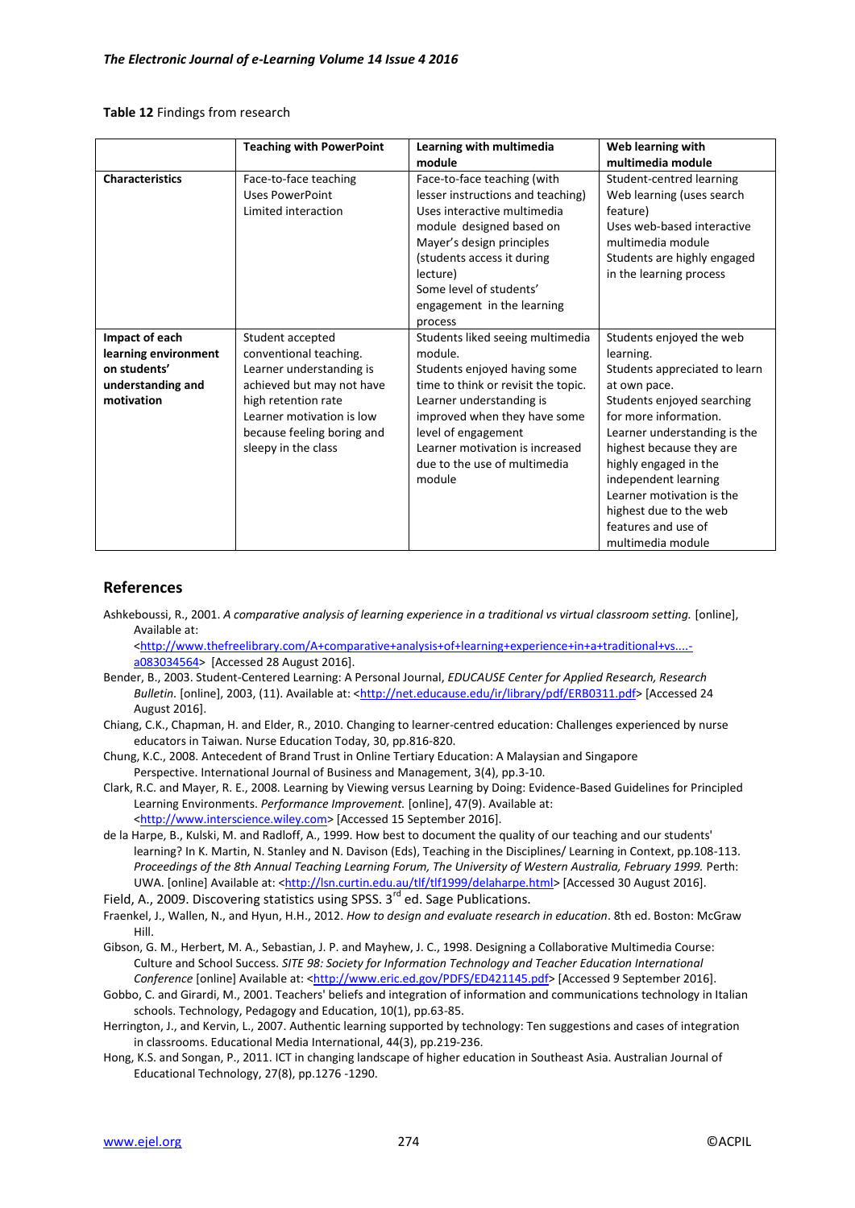**Table 12** Findings from research

| | Teaching with PowerPoint | Learning with multimedia module | Web learning with multimedia module |
|---|---|---|---|
| **Characteristics** | Face-to-face teaching<br>Uses PowerPoint<br>Limited interaction | Face-to-face teaching (with lesser instructions and teaching)<br>Uses interactive multimedia module designed based on Mayer's design principles (students access it during lecture)<br>Some level of students' engagement in the learning process | Student-centred learning<br>Web learning (uses search feature)<br>Uses web-based interactive multimedia module<br>Students are highly engaged in the learning process |
| **Impact of each learning environment on students' understanding and motivation** | Student accepted conventional teaching.<br>Learner understanding is achieved but may not have high retention rate<br>Learner motivation is low because feeling boring and sleepy in the class | Students liked seeing multimedia module.<br>Students enjoyed having some time to think or revisit the topic.<br>Learner understanding is improved when they have some level of engagement<br>Learner motivation is increased due to the use of multimedia module | Students enjoyed the web learning.<br>Students appreciated to learn at own pace.<br>Students enjoyed searching for more information.<br>Learner understanding is the highest because they are highly engaged in the independent learning<br>Learner motivation is the highest due to the web features and use of multimedia module |

## References

Ashkeboussi, R., 2001. *A comparative analysis of learning experience in a traditional vs virtual classroom setting.* [online], Available at: <http://www.thefreelibrary.com/A+comparative+analysis+of+learning+experience+in+a+traditional+vs....-a083034564> [Accessed 28 August 2016].

Bender, B., 2003. Student-Centered Learning: A Personal Journal, *EDUCAUSE Center for Applied Research, Research Bulletin.* [online], 2003, (11). Available at: <http://net.educause.edu/ir/library/pdf/ERB0311.pdf> [Accessed 24 August 2016].

Chiang, C.K., Chapman, H. and Elder, R., 2010. Changing to learner-centred education: Challenges experienced by nurse educators in Taiwan. Nurse Education Today, 30, pp.816-820.

Chung, K.C., 2008. Antecedent of Brand Trust in Online Tertiary Education: A Malaysian and Singapore Perspective. International Journal of Business and Management, 3(4), pp.3-10.

Clark, R.C. and Mayer, R. E., 2008. Learning by Viewing versus Learning by Doing: Evidence-Based Guidelines for Principled Learning Environments. *Performance Improvement.* [online], 47(9). Available at: <http://www.interscience.wiley.com> [Accessed 15 September 2016].

de la Harpe, B., Kulski, M. and Radloff, A., 1999. How best to document the quality of our teaching and our students' learning? In K. Martin, N. Stanley and N. Davison (Eds), Teaching in the Disciplines/ Learning in Context, pp.108-113. *Proceedings of the 8th Annual Teaching Learning Forum, The University of Western Australia, February 1999.* Perth: UWA. [online] Available at: <http://lsn.curtin.edu.au/tlf/tlf1999/delaharpe.html> [Accessed 30 August 2016].

Field, A., 2009. Discovering statistics using SPSS. 3rd ed. Sage Publications.

Fraenkel, J., Wallen, N., and Hyun, H.H., 2012. *How to design and evaluate research in education*. 8th ed. Boston: McGraw Hill.

Gibson, G. M., Herbert, M. A., Sebastian, J. P. and Mayhew, J. C., 1998. Designing a Collaborative Multimedia Course: Culture and School Success. *SITE 98: Society for Information Technology and Teacher Education International Conference* [online] Available at: <http://www.eric.ed.gov/PDFS/ED421145.pdf> [Accessed 9 September 2016].

Gobbo, C. and Girardi, M., 2001. Teachers' beliefs and integration of information and communications technology in Italian schools. Technology, Pedagogy and Education, 10(1), pp.63-85.

Herrington, J., and Kervin, L., 2007. Authentic learning supported by technology: Ten suggestions and cases of integration in classrooms. Educational Media International, 44(3), pp.219-236.

Hong, K.S. and Songan, P., 2011. ICT in changing landscape of higher education in Southeast Asia. Australian Journal of Educational Technology, 27(8), pp.1276 -1290.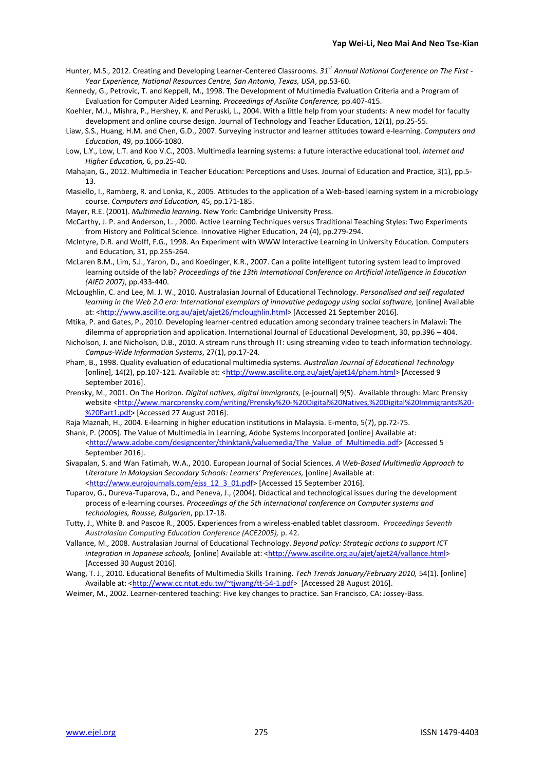Hunter, M.S., 2012. Creating and Developing Learner-Centered Classrooms. *31st Annual National Conference on The First - Year Experience, National Resources Centre, San Antonio, Texas, USA*, pp.53-60.

Kennedy, G., Petrovic, T. and Keppell, M., 1998. The Development of Multimedia Evaluation Criteria and a Program of Evaluation for Computer Aided Learning. *Proceedings of Ascilite Conference,* pp.407-415.

Koehler, M.J., Mishra, P., Hershey, K. and Peruski, L., 2004. With a little help from your students: A new model for faculty development and online course design. Journal of Technology and Teacher Education, 12(1), pp.25-55.

Liaw, S.S., Huang, H.M. and Chen, G.D., 2007. Surveying instructor and learner attitudes toward e-learning. *Computers and Education*, 49, pp.1066-1080.

Low, L.Y., Low, L.T. and Koo V.C., 2003. Multimedia learning systems: a future interactive educational tool. *Internet and Higher Education,* 6, pp.25-40.

Mahajan, G., 2012. Multimedia in Teacher Education: Perceptions and Uses. Journal of Education and Practice, 3(1), pp.5-13.

Masiello, I., Ramberg, R. and Lonka, K., 2005. Attitudes to the application of a Web-based learning system in a microbiology course. *Computers and Education,* 45, pp.171-185.

Mayer, R.E. (2001). *Multimedia learning*. New York: Cambridge University Press.

McCarthy, J. P. and Anderson, L. , 2000. Active Learning Techniques versus Traditional Teaching Styles: Two Experiments from History and Political Science. Innovative Higher Education, 24 (4), pp.279-294.

McIntyre, D.R. and Wolff, F.G., 1998. An Experiment with WWW Interactive Learning in University Education. Computers and Education, 31, pp.255-264.

McLaren B.M., Lim, S.J., Yaron, D., and Koedinger, K.R., 2007. Can a polite intelligent tutoring system lead to improved learning outside of the lab? *Proceedings of the 13th International Conference on Artificial Intelligence in Education (AIED 2007)*, pp.433-440.

McLoughlin, C. and Lee, M. J. W., 2010. Australasian Journal of Educational Technology. *Personalised and self regulated learning in the Web 2.0 era: International exemplars of innovative pedagogy using social software,* [online] Available at: <http://www.ascilite.org.au/ajet/ajet26/mcloughlin.html> [Accessed 21 September 2016].

Mtika, P. and Gates, P., 2010. Developing learner-centred education among secondary trainee teachers in Malawi: The dilemma of appropriation and application. International Journal of Educational Development, 30, pp.396 – 404.

Nicholson, J. and Nicholson, D.B., 2010. A stream runs through IT: using streaming video to teach information technology. *Campus-Wide Information Systems*, 27(1), pp.17-24.

Pham, B., 1998. Quality evaluation of educational multimedia systems. *Australian Journal of Educational Technology* [online], 14(2), pp.107-121. Available at: <http://www.ascilite.org.au/ajet/ajet14/pham.html> [Accessed 9 September 2016].

Prensky, M., 2001. On The Horizon. *Digital natives, digital immigrants,* [e-journal] 9(5). Available through: Marc Prensky website <http://www.marcprensky.com/writing/Prensky%20-%20Digital%20Natives,%20Digital%20Immigrants%20-%20Part1.pdf> [Accessed 27 August 2016].

Raja Maznah, H., 2004. E-learning in higher education institutions in Malaysia. E-mento, 5(7), pp.72-75.

Shank, P. (2005). The Value of Multimedia in Learning, Adobe Systems Incorporated [online] Available at: <http://www.adobe.com/designcenter/thinktank/valuemedia/The_Value_of_Multimedia.pdf> [Accessed 5 September 2016].

Sivapalan, S. and Wan Fatimah, W.A., 2010. European Journal of Social Sciences. *A Web-Based Multimedia Approach to Literature in Malaysian Secondary Schools: Learners' Preferences,* [online] Available at: <http://www.eurojournals.com/ejss_12_3_01.pdf> [Accessed 15 September 2016].

Tuparov, G., Dureva-Tuparova, D., and Peneva, J., (2004). Didactical and technological issues during the development process of e-learning courses. *Proceedings of the 5th international conference on Computer systems and technologies, Rousse, Bulgarien*, pp.17-18.

Tutty, J., White B. and Pascoe R., 2005. Experiences from a wireless-enabled tablet classroom. *Proceedings Seventh Australasian Computing Education Conference (ACE2005),* p. 42.

Vallance, M., 2008. Australasian Journal of Educational Technology. *Beyond policy: Strategic actions to support ICT integration in Japanese schools,* [online] Available at: <http://www.ascilite.org.au/ajet/ajet24/vallance.html> [Accessed 30 August 2016].

Wang, T. J., 2010. Educational Benefits of Multimedia Skills Training. *Tech Trends January/February 2010,* 54(1). [online] Available at: <http://www.cc.ntut.edu.tw/~tjwang/tt-54-1.pdf> [Accessed 28 August 2016].

Weimer, M., 2002. Learner-centered teaching: Five key changes to practice. San Francisco, CA: Jossey-Bass.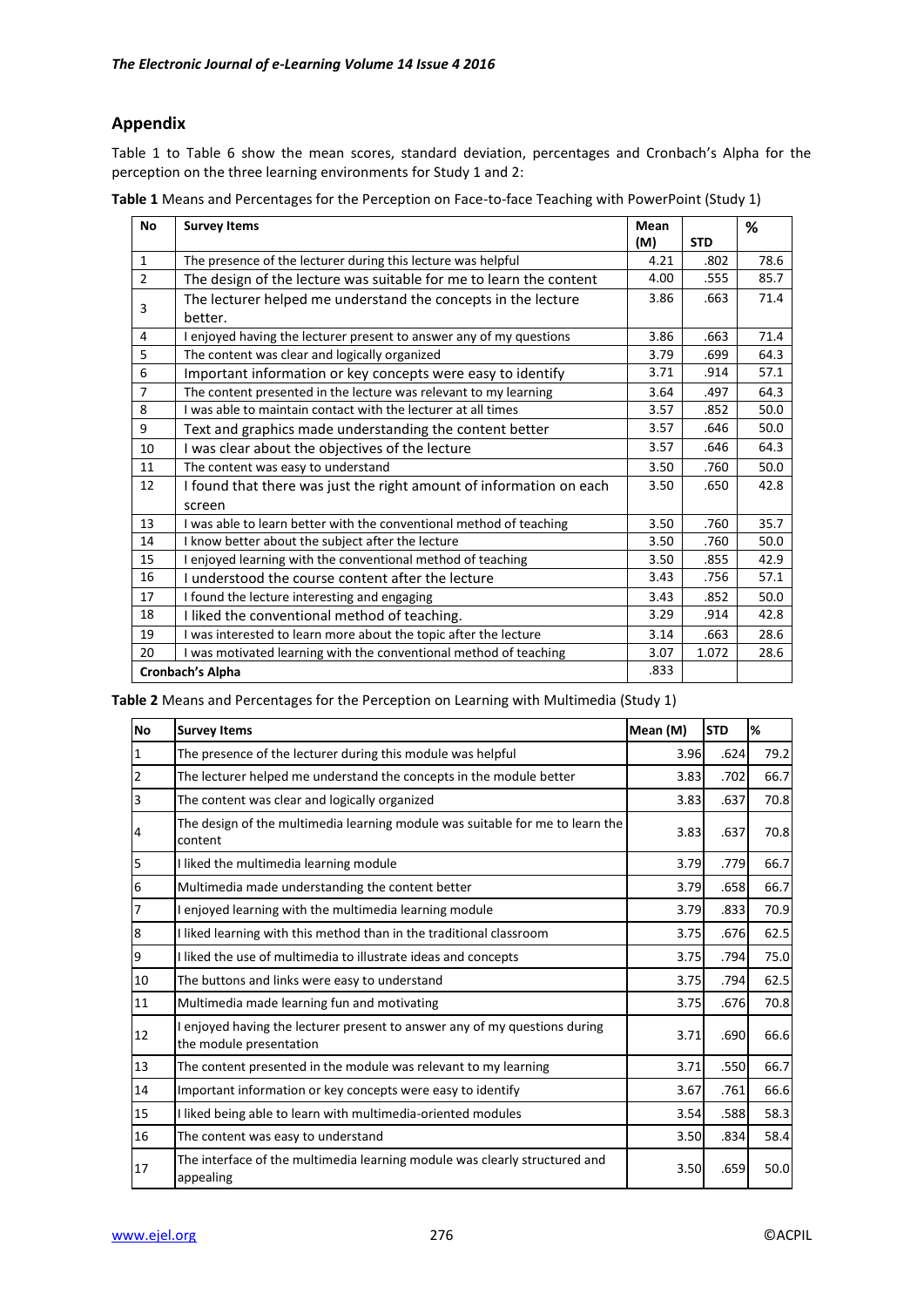## Appendix

Table 1 to Table 6 show the mean scores, standard deviation, percentages and Cronbach's Alpha for the perception on the three learning environments for Study 1 and 2:

**Table 1** Means and Percentages for the Perception on Face-to-face Teaching with PowerPoint (Study 1)

| No | Survey Items | Mean (M) | STD | % |
|---|---|---|---|---|
| 1 | The presence of the lecturer during this lecture was helpful | 4.21 | .802 | 78.6 |
| 2 | The design of the lecture was suitable for me to learn the content | 4.00 | .555 | 85.7 |
| 3 | The lecturer helped me understand the concepts in the lecture better. | 3.86 | .663 | 71.4 |
| 4 | I enjoyed having the lecturer present to answer any of my questions | 3.86 | .663 | 71.4 |
| 5 | The content was clear and logically organized | 3.79 | .699 | 64.3 |
| 6 | Important information or key concepts were easy to identify | 3.71 | .914 | 57.1 |
| 7 | The content presented in the lecture was relevant to my learning | 3.64 | .497 | 64.3 |
| 8 | I was able to maintain contact with the lecturer at all times | 3.57 | .852 | 50.0 |
| 9 | Text and graphics made understanding the content better | 3.57 | .646 | 50.0 |
| 10 | I was clear about the objectives of the lecture | 3.57 | .646 | 64.3 |
| 11 | The content was easy to understand | 3.50 | .760 | 50.0 |
| 12 | I found that there was just the right amount of information on each screen | 3.50 | .650 | 42.8 |
| 13 | I was able to learn better with the conventional method of teaching | 3.50 | .760 | 35.7 |
| 14 | I know better about the subject after the lecture | 3.50 | .760 | 50.0 |
| 15 | I enjoyed learning with the conventional method of teaching | 3.50 | .855 | 42.9 |
| 16 | I understood the course content after the lecture | 3.43 | .756 | 57.1 |
| 17 | I found the lecture interesting and engaging | 3.43 | .852 | 50.0 |
| 18 | I liked the conventional method of teaching. | 3.29 | .914 | 42.8 |
| 19 | I was interested to learn more about the topic after the lecture | 3.14 | .663 | 28.6 |
| 20 | I was motivated learning with the conventional method of teaching | 3.07 | 1.072 | 28.6 |
| **Cronbach's Alpha** | | .833 | | |

**Table 2** Means and Percentages for the Perception on Learning with Multimedia (Study 1)

| No | Survey Items | Mean (M) | STD | % |
|---|---|---|---|---|
| 1 | The presence of the lecturer during this module was helpful | 3.96 | .624 | 79.2 |
| 2 | The lecturer helped me understand the concepts in the module better | 3.83 | .702 | 66.7 |
| 3 | The content was clear and logically organized | 3.83 | .637 | 70.8 |
| 4 | The design of the multimedia learning module was suitable for me to learn the content | 3.83 | .637 | 70.8 |
| 5 | I liked the multimedia learning module | 3.79 | .779 | 66.7 |
| 6 | Multimedia made understanding the content better | 3.79 | .658 | 66.7 |
| 7 | I enjoyed learning with the multimedia learning module | 3.79 | .833 | 70.9 |
| 8 | I liked learning with this method than in the traditional classroom | 3.75 | .676 | 62.5 |
| 9 | I liked the use of multimedia to illustrate ideas and concepts | 3.75 | .794 | 75.0 |
| 10 | The buttons and links were easy to understand | 3.75 | .794 | 62.5 |
| 11 | Multimedia made learning fun and motivating | 3.75 | .676 | 70.8 |
| 12 | I enjoyed having the lecturer present to answer any of my questions during the module presentation | 3.71 | .690 | 66.6 |
| 13 | The content presented in the module was relevant to my learning | 3.71 | .550 | 66.7 |
| 14 | Important information or key concepts were easy to identify | 3.67 | .761 | 66.6 |
| 15 | I liked being able to learn with multimedia-oriented modules | 3.54 | .588 | 58.3 |
| 16 | The content was easy to understand | 3.50 | .834 | 58.4 |
| 17 | The interface of the multimedia learning module was clearly structured and appealing | 3.50 | .659 | 50.0 |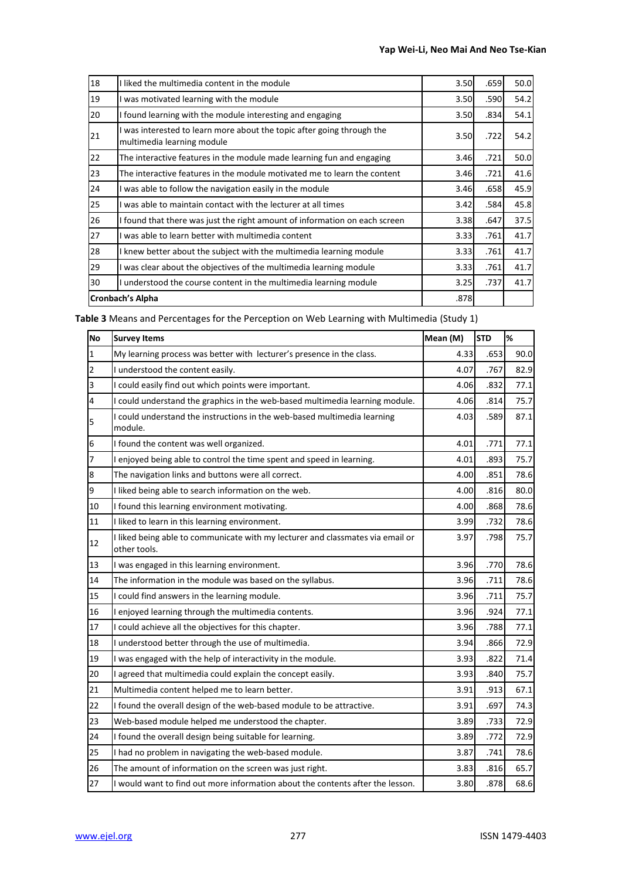| 18 | I liked the multimedia content in the module | 3.50 | .659 | 50.0 |
|---|---|---|---|---|
| 19 | I was motivated learning with the module | 3.50 | .590 | 54.2 |
| 20 | I found learning with the module interesting and engaging | 3.50 | .834 | 54.1 |
| 21 | I was interested to learn more about the topic after going through the multimedia learning module | 3.50 | .722 | 54.2 |
| 22 | The interactive features in the module made learning fun and engaging | 3.46 | .721 | 50.0 |
| 23 | The interactive features in the module motivated me to learn the content | 3.46 | .721 | 41.6 |
| 24 | I was able to follow the navigation easily in the module | 3.46 | .658 | 45.9 |
| 25 | I was able to maintain contact with the lecturer at all times | 3.42 | .584 | 45.8 |
| 26 | I found that there was just the right amount of information on each screen | 3.38 | .647 | 37.5 |
| 27 | I was able to learn better with multimedia content | 3.33 | .761 | 41.7 |
| 28 | I knew better about the subject with the multimedia learning module | 3.33 | .761 | 41.7 |
| 29 | I was clear about the objectives of the multimedia learning module | 3.33 | .761 | 41.7 |
| 30 | I understood the course content in the multimedia learning module | 3.25 | .737 | 41.7 |
| **Cronbach's Alpha** | | .878 | | |

**Table 3** Means and Percentages for the Perception on Web Learning with Multimedia (Study 1)

| No | Survey Items | Mean (M) | STD | % |
|---|---|---|---|---|
| 1 | My learning process was better with lecturer's presence in the class. | 4.33 | .653 | 90.0 |
| 2 | I understood the content easily. | 4.07 | .767 | 82.9 |
| 3 | I could easily find out which points were important. | 4.06 | .832 | 77.1 |
| 4 | I could understand the graphics in the web-based multimedia learning module. | 4.06 | .814 | 75.7 |
| 5 | I could understand the instructions in the web-based multimedia learning module. | 4.03 | .589 | 87.1 |
| 6 | I found the content was well organized. | 4.01 | .771 | 77.1 |
| 7 | I enjoyed being able to control the time spent and speed in learning. | 4.01 | .893 | 75.7 |
| 8 | The navigation links and buttons were all correct. | 4.00 | .851 | 78.6 |
| 9 | I liked being able to search information on the web. | 4.00 | .816 | 80.0 |
| 10 | I found this learning environment motivating. | 4.00 | .868 | 78.6 |
| 11 | I liked to learn in this learning environment. | 3.99 | .732 | 78.6 |
| 12 | I liked being able to communicate with my lecturer and classmates via email or other tools. | 3.97 | .798 | 75.7 |
| 13 | I was engaged in this learning environment. | 3.96 | .770 | 78.6 |
| 14 | The information in the module was based on the syllabus. | 3.96 | .711 | 78.6 |
| 15 | I could find answers in the learning module. | 3.96 | .711 | 75.7 |
| 16 | I enjoyed learning through the multimedia contents. | 3.96 | .924 | 77.1 |
| 17 | I could achieve all the objectives for this chapter. | 3.96 | .788 | 77.1 |
| 18 | I understood better through the use of multimedia. | 3.94 | .866 | 72.9 |
| 19 | I was engaged with the help of interactivity in the module. | 3.93 | .822 | 71.4 |
| 20 | I agreed that multimedia could explain the concept easily. | 3.93 | .840 | 75.7 |
| 21 | Multimedia content helped me to learn better. | 3.91 | .913 | 67.1 |
| 22 | I found the overall design of the web-based module to be attractive. | 3.91 | .697 | 74.3 |
| 23 | Web-based module helped me understood the chapter. | 3.89 | .733 | 72.9 |
| 24 | I found the overall design being suitable for learning. | 3.89 | .772 | 72.9 |
| 25 | I had no problem in navigating the web-based module. | 3.87 | .741 | 78.6 |
| 26 | The amount of information on the screen was just right. | 3.83 | .816 | 65.7 |
| 27 | I would want to find out more information about the contents after the lesson. | 3.80 | .878 | 68.6 |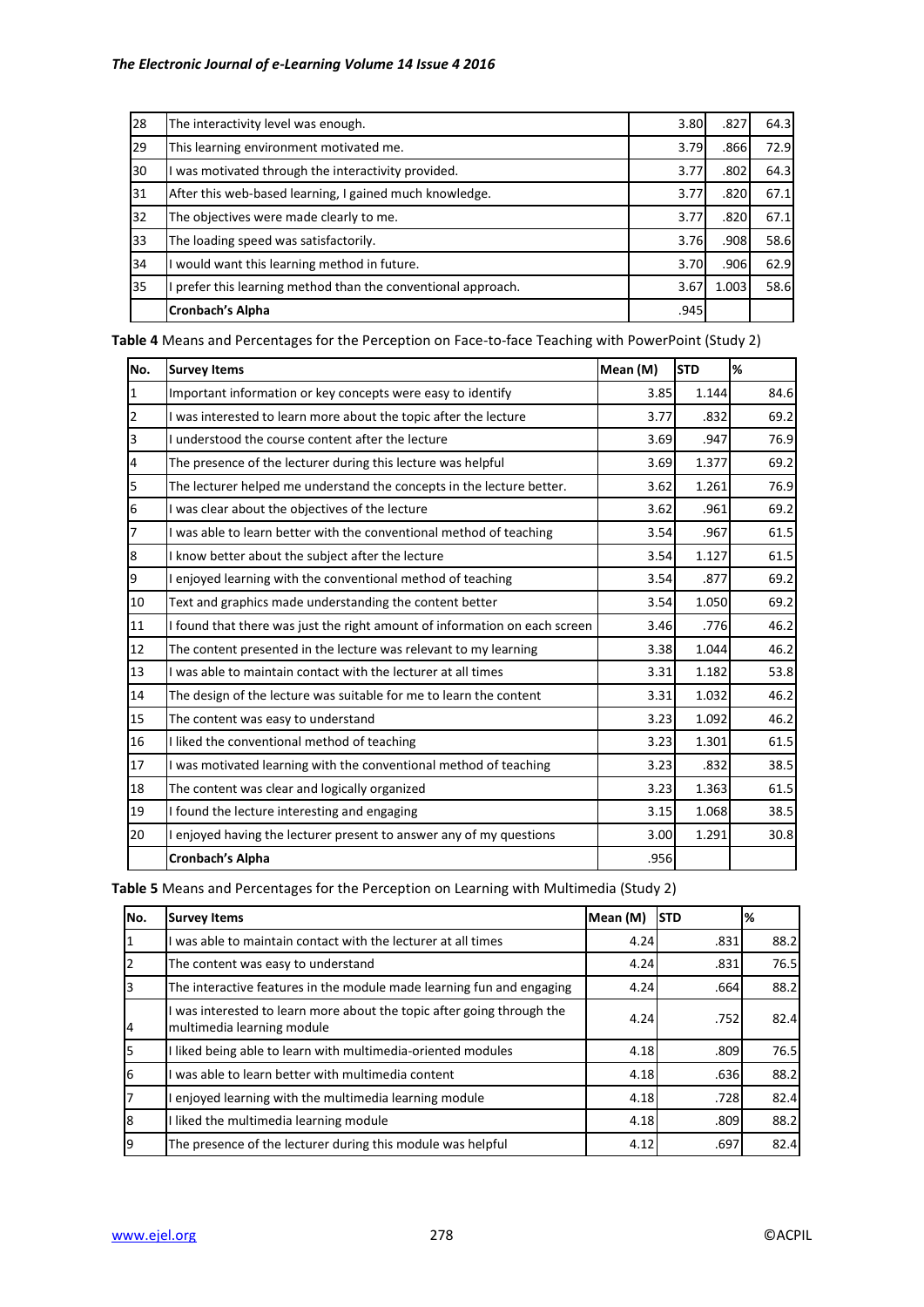| 28 | The interactivity level was enough. | 3.80 | .827 | 64.3 |
|---|---|---|---|---|
| 29 | This learning environment motivated me. | 3.79 | .866 | 72.9 |
| 30 | I was motivated through the interactivity provided. | 3.77 | .802 | 64.3 |
| 31 | After this web-based learning, I gained much knowledge. | 3.77 | .820 | 67.1 |
| 32 | The objectives were made clearly to me. | 3.77 | .820 | 67.1 |
| 33 | The loading speed was satisfactorily. | 3.76 | .908 | 58.6 |
| 34 | I would want this learning method in future. | 3.70 | .906 | 62.9 |
| 35 | I prefer this learning method than the conventional approach. | 3.67 | 1.003 | 58.6 |
| | **Cronbach's Alpha** | .945 | | |

**Table 4** Means and Percentages for the Perception on Face-to-face Teaching with PowerPoint (Study 2)

| No. | Survey Items | Mean (M) | STD | % |
|---|---|---|---|---|
| 1 | Important information or key concepts were easy to identify | 3.85 | 1.144 | 84.6 |
| 2 | I was interested to learn more about the topic after the lecture | 3.77 | .832 | 69.2 |
| 3 | I understood the course content after the lecture | 3.69 | .947 | 76.9 |
| 4 | The presence of the lecturer during this lecture was helpful | 3.69 | 1.377 | 69.2 |
| 5 | The lecturer helped me understand the concepts in the lecture better. | 3.62 | 1.261 | 76.9 |
| 6 | I was clear about the objectives of the lecture | 3.62 | .961 | 69.2 |
| 7 | I was able to learn better with the conventional method of teaching | 3.54 | .967 | 61.5 |
| 8 | I know better about the subject after the lecture | 3.54 | 1.127 | 61.5 |
| 9 | I enjoyed learning with the conventional method of teaching | 3.54 | .877 | 69.2 |
| 10 | Text and graphics made understanding the content better | 3.54 | 1.050 | 69.2 |
| 11 | I found that there was just the right amount of information on each screen | 3.46 | .776 | 46.2 |
| 12 | The content presented in the lecture was relevant to my learning | 3.38 | 1.044 | 46.2 |
| 13 | I was able to maintain contact with the lecturer at all times | 3.31 | 1.182 | 53.8 |
| 14 | The design of the lecture was suitable for me to learn the content | 3.31 | 1.032 | 46.2 |
| 15 | The content was easy to understand | 3.23 | 1.092 | 46.2 |
| 16 | I liked the conventional method of teaching | 3.23 | 1.301 | 61.5 |
| 17 | I was motivated learning with the conventional method of teaching | 3.23 | .832 | 38.5 |
| 18 | The content was clear and logically organized | 3.23 | 1.363 | 61.5 |
| 19 | I found the lecture interesting and engaging | 3.15 | 1.068 | 38.5 |
| 20 | I enjoyed having the lecturer present to answer any of my questions | 3.00 | 1.291 | 30.8 |
| | **Cronbach's Alpha** | .956 | | |

**Table 5** Means and Percentages for the Perception on Learning with Multimedia (Study 2)

| No. | Survey Items | Mean (M) | STD | % |
|---|---|---|---|---|
| 1 | I was able to maintain contact with the lecturer at all times | 4.24 | .831 | 88.2 |
| 2 | The content was easy to understand | 4.24 | .831 | 76.5 |
| 3 | The interactive features in the module made learning fun and engaging | 4.24 | .664 | 88.2 |
| 4 | I was interested to learn more about the topic after going through the multimedia learning module | 4.24 | .752 | 82.4 |
| 5 | I liked being able to learn with multimedia-oriented modules | 4.18 | .809 | 76.5 |
| 6 | I was able to learn better with multimedia content | 4.18 | .636 | 88.2 |
| 7 | I enjoyed learning with the multimedia learning module | 4.18 | .728 | 82.4 |
| 8 | I liked the multimedia learning module | 4.18 | .809 | 88.2 |
| 9 | The presence of the lecturer during this module was helpful | 4.12 | .697 | 82.4 |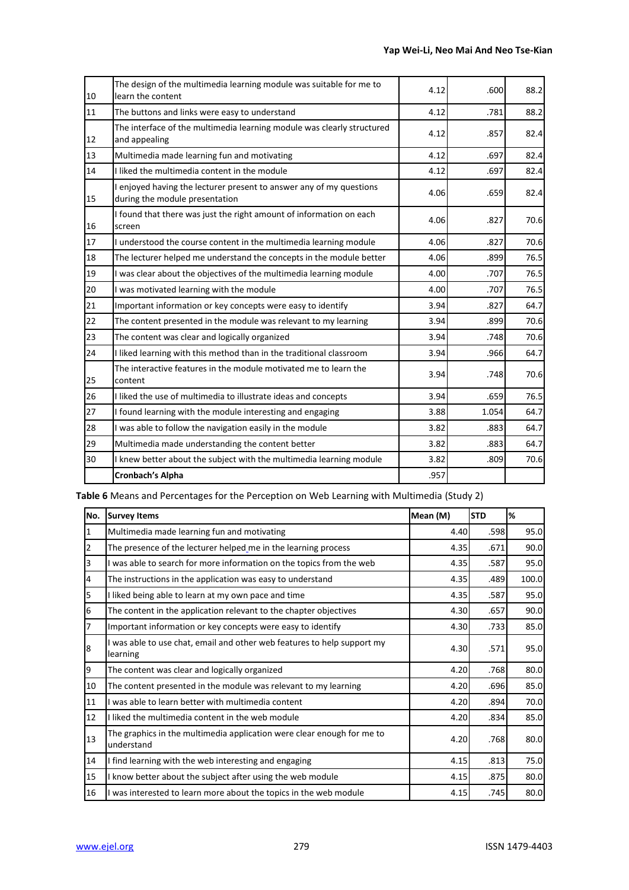| | | | | |
|---|---|---|---|---|
| 10 | The design of the multimedia learning module was suitable for me to learn the content | 4.12 | .600 | 88.2 |
| 11 | The buttons and links were easy to understand | 4.12 | .781 | 88.2 |
| 12 | The interface of the multimedia learning module was clearly structured and appealing | 4.12 | .857 | 82.4 |
| 13 | Multimedia made learning fun and motivating | 4.12 | .697 | 82.4 |
| 14 | I liked the multimedia content in the module | 4.12 | .697 | 82.4 |
| 15 | I enjoyed having the lecturer present to answer any of my questions during the module presentation | 4.06 | .659 | 82.4 |
| 16 | I found that there was just the right amount of information on each screen | 4.06 | .827 | 70.6 |
| 17 | I understood the course content in the multimedia learning module | 4.06 | .827 | 70.6 |
| 18 | The lecturer helped me understand the concepts in the module better | 4.06 | .899 | 76.5 |
| 19 | I was clear about the objectives of the multimedia learning module | 4.00 | .707 | 76.5 |
| 20 | I was motivated learning with the module | 4.00 | .707 | 76.5 |
| 21 | Important information or key concepts were easy to identify | 3.94 | .827 | 64.7 |
| 22 | The content presented in the module was relevant to my learning | 3.94 | .899 | 70.6 |
| 23 | The content was clear and logically organized | 3.94 | .748 | 70.6 |
| 24 | I liked learning with this method than in the traditional classroom | 3.94 | .966 | 64.7 |
| 25 | The interactive features in the module motivated me to learn the content | 3.94 | .748 | 70.6 |
| 26 | I liked the use of multimedia to illustrate ideas and concepts | 3.94 | .659 | 76.5 |
| 27 | I found learning with the module interesting and engaging | 3.88 | 1.054 | 64.7 |
| 28 | I was able to follow the navigation easily in the module | 3.82 | .883 | 64.7 |
| 29 | Multimedia made understanding the content better | 3.82 | .883 | 64.7 |
| 30 | I knew better about the subject with the multimedia learning module | 3.82 | .809 | 70.6 |
| | **Cronbach's Alpha** | .957 | | |

**Table 6** Means and Percentages for the Perception on Web Learning with Multimedia (Study 2)

| No. | Survey Items | Mean (M) | STD | % |
|---|---|---|---|---|
| 1 | Multimedia made learning fun and motivating | 4.40 | .598 | 95.0 |
| 2 | The presence of the lecturer helped me in the learning process | 4.35 | .671 | 90.0 |
| 3 | I was able to search for more information on the topics from the web | 4.35 | .587 | 95.0 |
| 4 | The instructions in the application was easy to understand | 4.35 | .489 | 100.0 |
| 5 | I liked being able to learn at my own pace and time | 4.35 | .587 | 95.0 |
| 6 | The content in the application relevant to the chapter objectives | 4.30 | .657 | 90.0 |
| 7 | Important information or key concepts were easy to identify | 4.30 | .733 | 85.0 |
| 8 | I was able to use chat, email and other web features to help support my learning | 4.30 | .571 | 95.0 |
| 9 | The content was clear and logically organized | 4.20 | .768 | 80.0 |
| 10 | The content presented in the module was relevant to my learning | 4.20 | .696 | 85.0 |
| 11 | I was able to learn better with multimedia content | 4.20 | .894 | 70.0 |
| 12 | I liked the multimedia content in the web module | 4.20 | .834 | 85.0 |
| 13 | The graphics in the multimedia application were clear enough for me to understand | 4.20 | .768 | 80.0 |
| 14 | I find learning with the web interesting and engaging | 4.15 | .813 | 75.0 |
| 15 | I know better about the subject after using the web module | 4.15 | .875 | 80.0 |
| 16 | I was interested to learn more about the topics in the web module | 4.15 | .745 | 80.0 |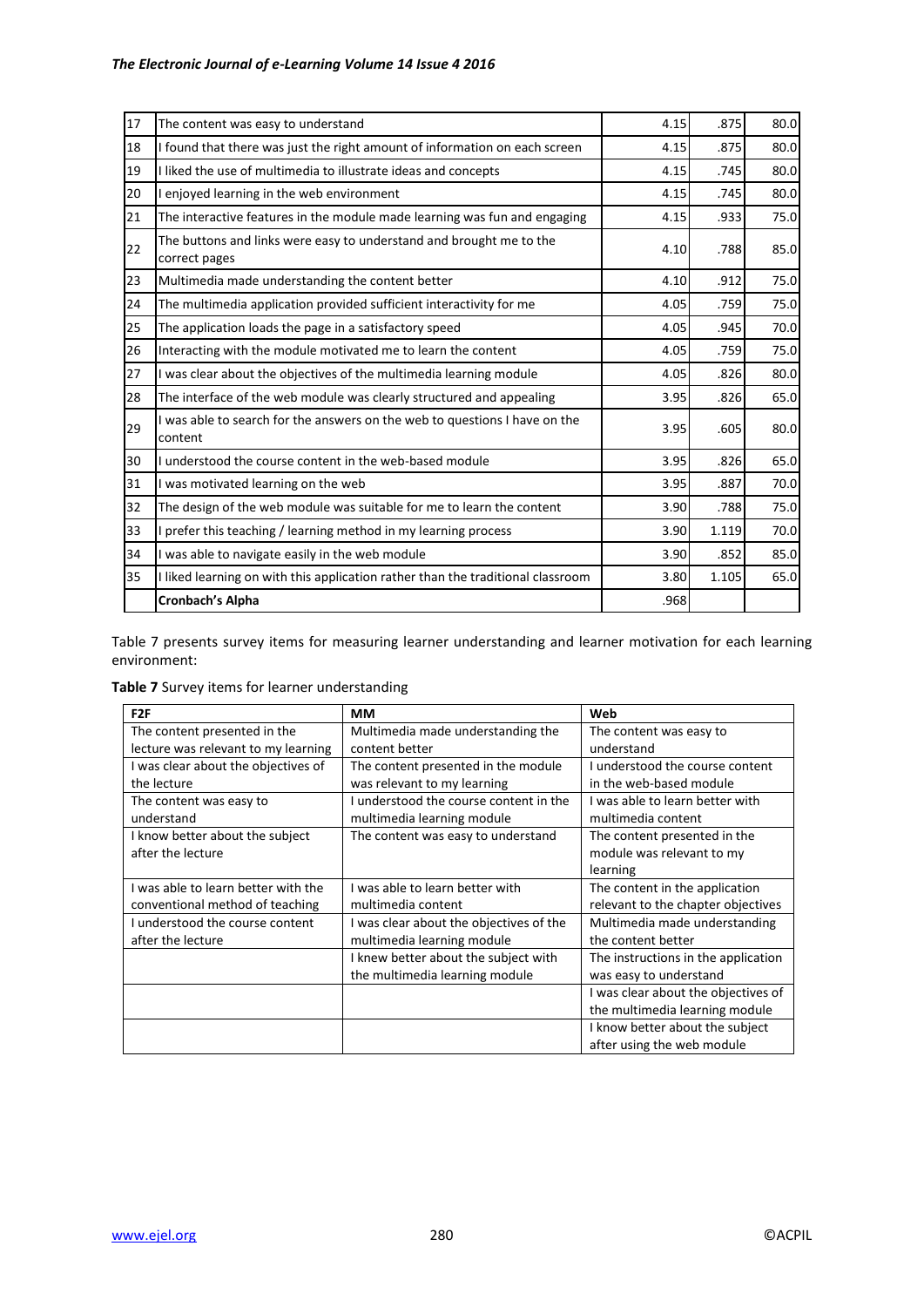| 17 | The content was easy to understand | 4.15 | .875 | 80.0 |
|---|---|---|---|---|
| 18 | I found that there was just the right amount of information on each screen | 4.15 | .875 | 80.0 |
| 19 | I liked the use of multimedia to illustrate ideas and concepts | 4.15 | .745 | 80.0 |
| 20 | I enjoyed learning in the web environment | 4.15 | .745 | 80.0 |
| 21 | The interactive features in the module made learning was fun and engaging | 4.15 | .933 | 75.0 |
| 22 | The buttons and links were easy to understand and brought me to the correct pages | 4.10 | .788 | 85.0 |
| 23 | Multimedia made understanding the content better | 4.10 | .912 | 75.0 |
| 24 | The multimedia application provided sufficient interactivity for me | 4.05 | .759 | 75.0 |
| 25 | The application loads the page in a satisfactory speed | 4.05 | .945 | 70.0 |
| 26 | Interacting with the module motivated me to learn the content | 4.05 | .759 | 75.0 |
| 27 | I was clear about the objectives of the multimedia learning module | 4.05 | .826 | 80.0 |
| 28 | The interface of the web module was clearly structured and appealing | 3.95 | .826 | 65.0 |
| 29 | I was able to search for the answers on the web to questions I have on the content | 3.95 | .605 | 80.0 |
| 30 | I understood the course content in the web-based module | 3.95 | .826 | 65.0 |
| 31 | I was motivated learning on the web | 3.95 | .887 | 70.0 |
| 32 | The design of the web module was suitable for me to learn the content | 3.90 | .788 | 75.0 |
| 33 | I prefer this teaching / learning method in my learning process | 3.90 | 1.119 | 70.0 |
| 34 | I was able to navigate easily in the web module | 3.90 | .852 | 85.0 |
| 35 | I liked learning on with this application rather than the traditional classroom | 3.80 | 1.105 | 65.0 |
| | **Cronbach's Alpha** | .968 | | |

Table 7 presents survey items for measuring learner understanding and learner motivation for each learning environment:

**Table 7** Survey items for learner understanding

| F2F | MM | Web |
|---|---|---|
| The content presented in the lecture was relevant to my learning | Multimedia made understanding the content better | The content was easy to understand |
| I was clear about the objectives of the lecture | The content presented in the module was relevant to my learning | I understood the course content in the web-based module |
| The content was easy to understand | I understood the course content in the multimedia learning module | I was able to learn better with multimedia content |
| I know better about the subject after the lecture | The content was easy to understand | The content presented in the module was relevant to my learning |
| I was able to learn better with the conventional method of teaching | I was able to learn better with multimedia content | The content in the application relevant to the chapter objectives |
| I understood the course content after the lecture | I was clear about the objectives of the multimedia learning module | Multimedia made understanding the content better |
| | I knew better about the subject with the multimedia learning module | The instructions in the application was easy to understand |
| | | I was clear about the objectives of the multimedia learning module |
| | | I know better about the subject after using the web module |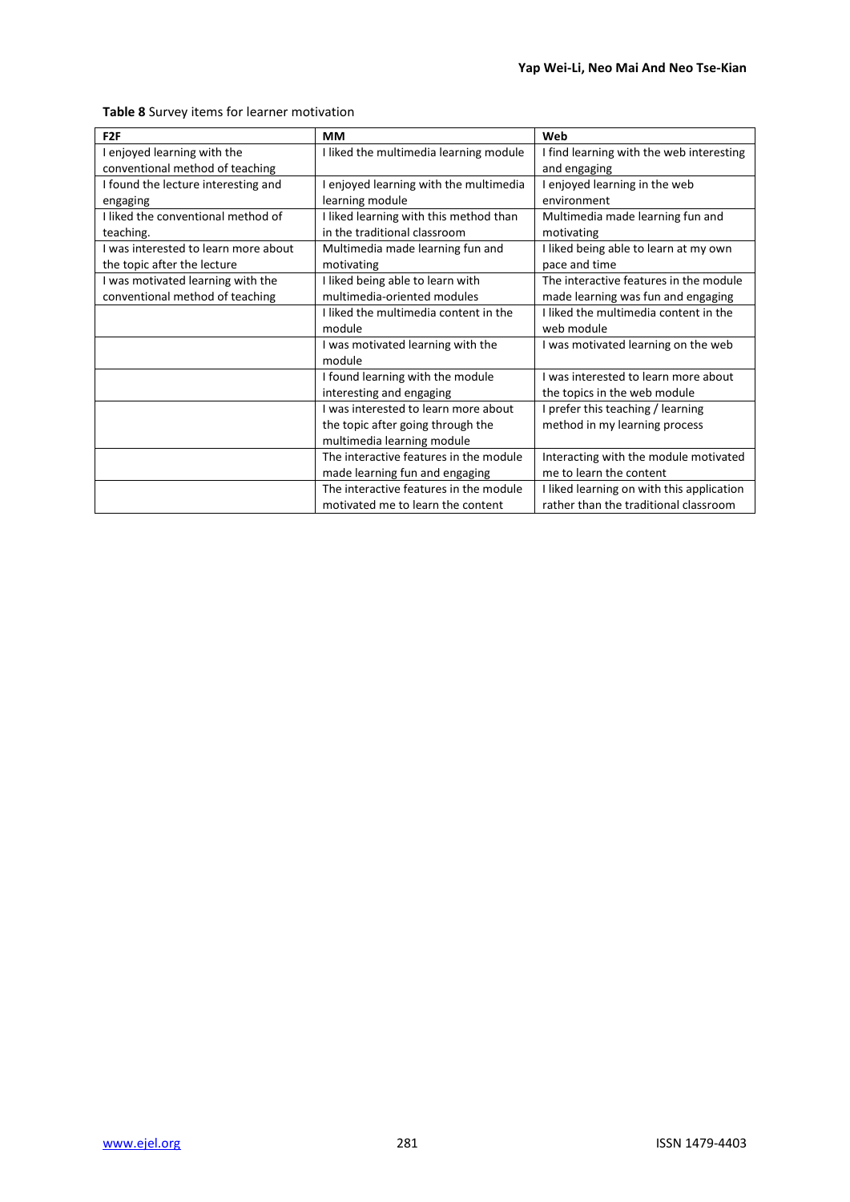**Table 8** Survey items for learner motivation

| F2F | MM | Web |
|---|---|---|
| I enjoyed learning with the conventional method of teaching | I liked the multimedia learning module | I find learning with the web interesting and engaging |
| I found the lecture interesting and engaging | I enjoyed learning with the multimedia learning module | I enjoyed learning in the web environment |
| I liked the conventional method of teaching. | I liked learning with this method than in the traditional classroom | Multimedia made learning fun and motivating |
| I was interested to learn more about the topic after the lecture | Multimedia made learning fun and motivating | I liked being able to learn at my own pace and time |
| I was motivated learning with the conventional method of teaching | I liked being able to learn with multimedia-oriented modules | The interactive features in the module made learning was fun and engaging |
| | I liked the multimedia content in the module | I liked the multimedia content in the web module |
| | I was motivated learning with the module | I was motivated learning on the web |
| | I found learning with the module interesting and engaging | I was interested to learn more about the topics in the web module |
| | I was interested to learn more about the topic after going through the multimedia learning module | I prefer this teaching / learning method in my learning process |
| | The interactive features in the module made learning fun and engaging | Interacting with the module motivated me to learn the content |
| | The interactive features in the module motivated me to learn the content | I liked learning on with this application rather than the traditional classroom |